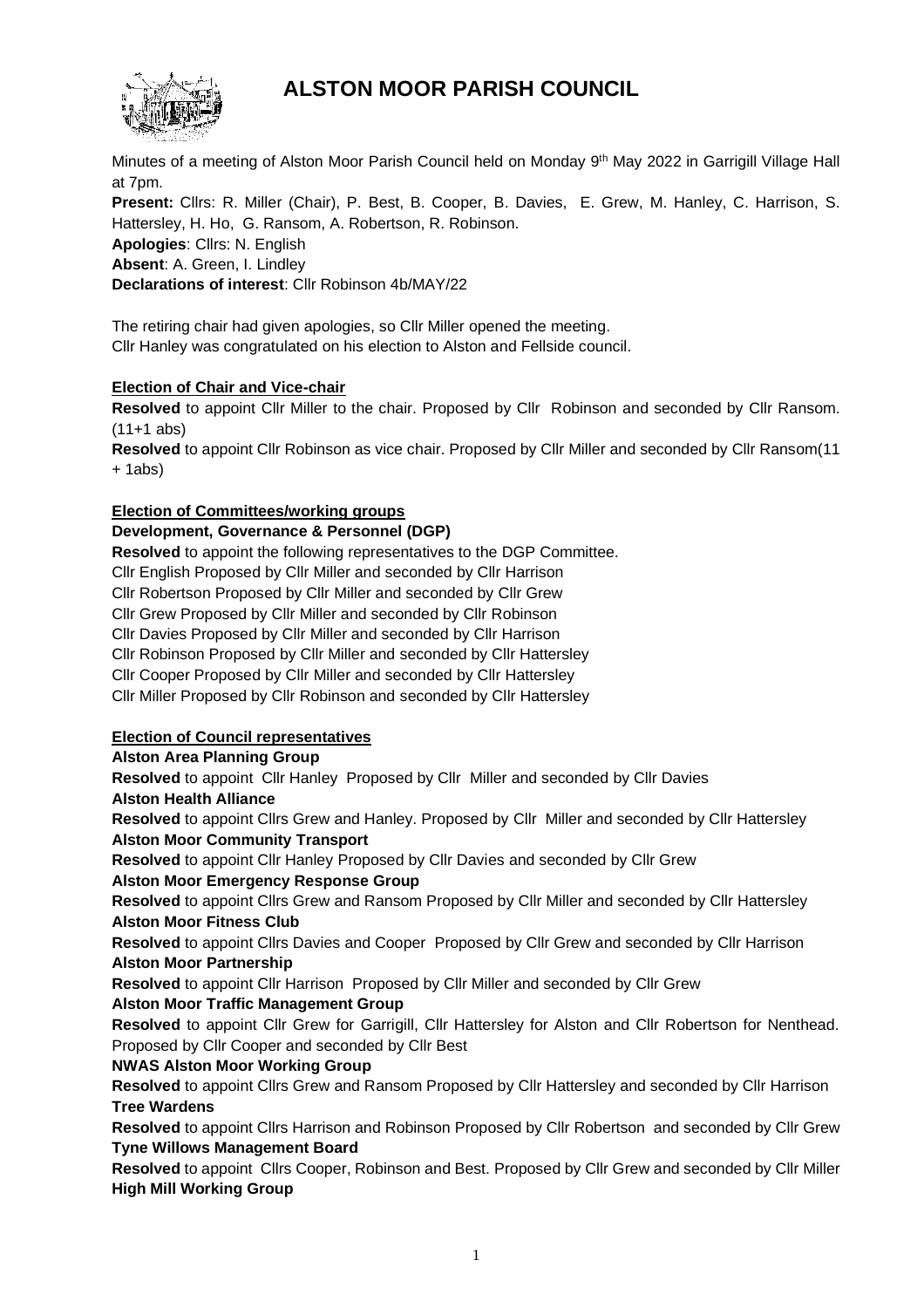# ALSTON MOOR PARISH COUNCIL

Minutes of a meeting of Alston Moor Parish Council held on Monday 9th May 2022 in Garrigill Village Hall at 7pm.

**Present:** Cllrs: R. Miller (Chair), P. Best, B. Cooper, B. Davies, E. Grew, M. Hanley, C. Harrison, S. Hattersley, H. Ho, G. Ransom, A. Robertson, R. Robinson.

**Apologies**: Cllrs: N. English

**Absent**: A. Green, I. Lindley

**Declarations of interest**: Cllr Robinson 4b/MAY/22

The retiring chair had given apologies, so Cllr Miller opened the meeting.
Cllr Hanley was congratulated on his election to Alston and Fellside council.

**Election of Chair and Vice-chair**

**Resolved** to appoint Cllr Miller to the chair. Proposed by Cllr Robinson and seconded by Cllr Ransom. (11+1 abs)

**Resolved** to appoint Cllr Robinson as vice chair. Proposed by Cllr Miller and seconded by Cllr Ransom(11 + 1abs)

**Election of Committees/working groups**

**Development, Governance & Personnel (DGP)**

**Resolved** to appoint the following representatives to the DGP Committee.
Cllr English Proposed by Cllr Miller and seconded by Cllr Harrison
Cllr Robertson Proposed by Cllr Miller and seconded by Cllr Grew
Cllr Grew Proposed by Cllr Miller and seconded by Cllr Robinson
Cllr Davies Proposed by Cllr Miller and seconded by Cllr Harrison
Cllr Robinson Proposed by Cllr Miller and seconded by Cllr Hattersley
Cllr Cooper Proposed by Cllr Miller and seconded by Cllr Hattersley
Cllr Miller Proposed by Cllr Robinson and seconded by Cllr Hattersley

**Election of Council representatives**

**Alston Area Planning Group**
**Resolved** to appoint Cllr Hanley Proposed by Cllr Miller and seconded by Cllr Davies

**Alston Health Alliance**
**Resolved** to appoint Cllrs Grew and Hanley. Proposed by Cllr Miller and seconded by Cllr Hattersley

**Alston Moor Community Transport**
**Resolved** to appoint Cllr Hanley Proposed by Cllr Davies and seconded by Cllr Grew

**Alston Moor Emergency Response Group**
**Resolved** to appoint Cllrs Grew and Ransom Proposed by Cllr Miller and seconded by Cllr Hattersley

**Alston Moor Fitness Club**
**Resolved** to appoint Cllrs Davies and Cooper Proposed by Cllr Grew and seconded by Cllr Harrison

**Alston Moor Partnership**
**Resolved** to appoint Cllr Harrison Proposed by Cllr Miller and seconded by Cllr Grew

**Alston Moor Traffic Management Group**
**Resolved** to appoint Cllr Grew for Garrigill, Cllr Hattersley for Alston and Cllr Robertson for Nenthead. Proposed by Cllr Cooper and seconded by Cllr Best

**NWAS Alston Moor Working Group**
**Resolved** to appoint Cllrs Grew and Ransom Proposed by Cllr Hattersley and seconded by Cllr Harrison

**Tree Wardens**
**Resolved** to appoint Cllrs Harrison and Robinson Proposed by Cllr Robertson and seconded by Cllr Grew

**Tyne Willows Management Board**
**Resolved** to appoint Cllrs Cooper, Robinson and Best. Proposed by Cllr Grew and seconded by Cllr Miller

**High Mill Working Group**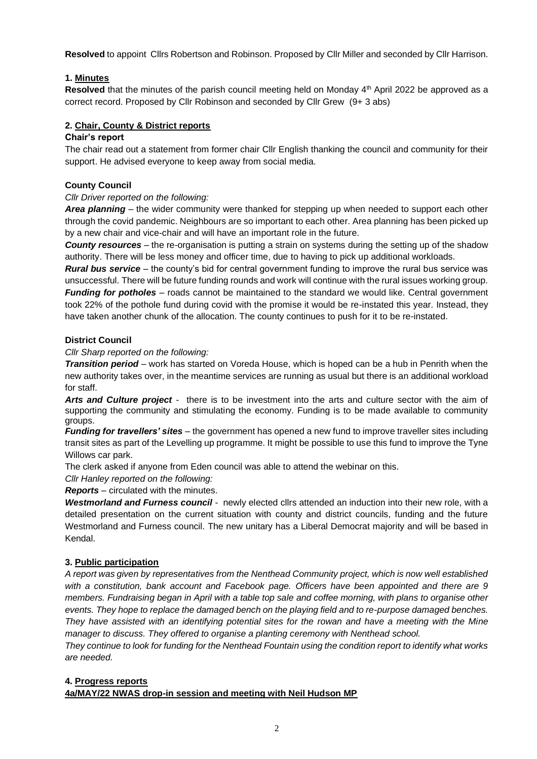**Resolved** to appoint Cllrs Robertson and Robinson. Proposed by Cllr Miller and seconded by Cllr Harrison.

## 1. Minutes

**Resolved** that the minutes of the parish council meeting held on Monday 4th April 2022 be approved as a correct record. Proposed by Cllr Robinson and seconded by Cllr Grew (9+ 3 abs)

## 2. Chair, County & District reports

### Chair's report

The chair read out a statement from former chair Cllr English thanking the council and community for their support. He advised everyone to keep away from social media.

### County Council

*Cllr Driver reported on the following:*

***Area planning*** – the wider community were thanked for stepping up when needed to support each other through the covid pandemic. Neighbours are so important to each other. Area planning has been picked up by a new chair and vice-chair and will have an important role in the future.

***County resources*** – the re-organisation is putting a strain on systems during the setting up of the shadow authority. There will be less money and officer time, due to having to pick up additional workloads.

***Rural bus service*** – the county's bid for central government funding to improve the rural bus service was unsuccessful. There will be future funding rounds and work will continue with the rural issues working group.

***Funding for potholes*** – roads cannot be maintained to the standard we would like. Central government took 22% of the pothole fund during covid with the promise it would be re-instated this year. Instead, they have taken another chunk of the allocation. The county continues to push for it to be re-instated.

### District Council

*Cllr Sharp reported on the following:*

***Transition period*** – work has started on Voreda House, which is hoped can be a hub in Penrith when the new authority takes over, in the meantime services are running as usual but there is an additional workload for staff.

***Arts and Culture project*** - there is to be investment into the arts and culture sector with the aim of supporting the community and stimulating the economy. Funding is to be made available to community groups.

***Funding for travellers' sites*** – the government has opened a new fund to improve traveller sites including transit sites as part of the Levelling up programme. It might be possible to use this fund to improve the Tyne Willows car park.

The clerk asked if anyone from Eden council was able to attend the webinar on this.

*Cllr Hanley reported on the following:*

***Reports*** – circulated with the minutes.

***Westmorland and Furness council*** - newly elected cllrs attended an induction into their new role, with a detailed presentation on the current situation with county and district councils, funding and the future Westmorland and Furness council. The new unitary has a Liberal Democrat majority and will be based in Kendal.

## 3. Public participation

*A report was given by representatives from the Nenthead Community project, which is now well established with a constitution, bank account and Facebook page. Officers have been appointed and there are 9 members. Fundraising began in April with a table top sale and coffee morning, with plans to organise other events. They hope to replace the damaged bench on the playing field and to re-purpose damaged benches. They have assisted with an identifying potential sites for the rowan and have a meeting with the Mine manager to discuss. They offered to organise a planting ceremony with Nenthead school.*

*They continue to look for funding for the Nenthead Fountain using the condition report to identify what works are needed.*

## 4. Progress reports

### 4a/MAY/22 NWAS drop-in session and meeting with Neil Hudson MP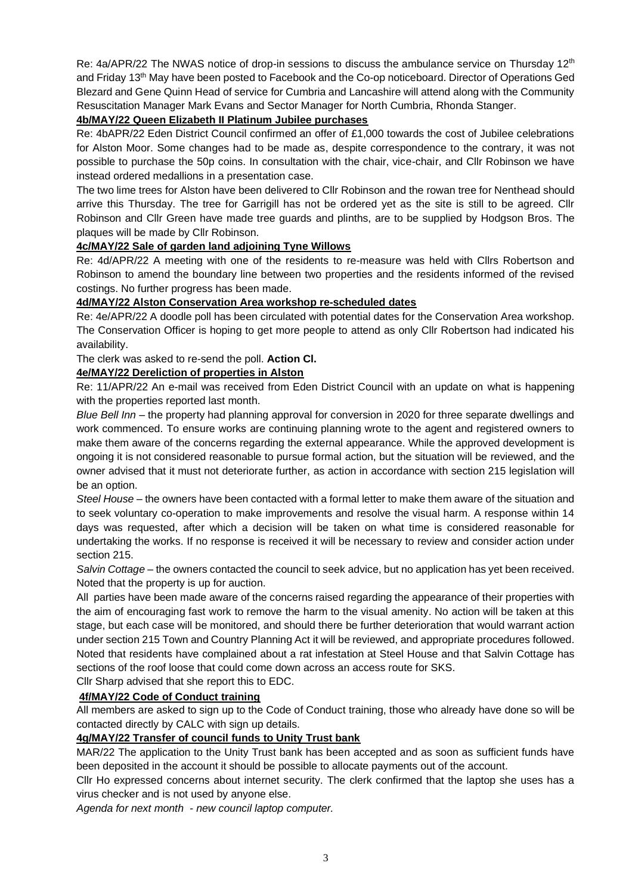Re: 4a/APR/22 The NWAS notice of drop-in sessions to discuss the ambulance service on Thursday 12th and Friday 13th May have been posted to Facebook and the Co-op noticeboard. Director of Operations Ged Blezard and Gene Quinn Head of service for Cumbria and Lancashire will attend along with the Community Resuscitation Manager Mark Evans and Sector Manager for North Cumbria, Rhonda Stanger.

**4b/MAY/22 Queen Elizabeth II Platinum Jubilee purchases**

Re: 4bAPR/22 Eden District Council confirmed an offer of £1,000 towards the cost of Jubilee celebrations for Alston Moor. Some changes had to be made as, despite correspondence to the contrary, it was not possible to purchase the 50p coins. In consultation with the chair, vice-chair, and Cllr Robinson we have instead ordered medallions in a presentation case.

The two lime trees for Alston have been delivered to Cllr Robinson and the rowan tree for Nenthead should arrive this Thursday. The tree for Garrigill has not be ordered yet as the site is still to be agreed. Cllr Robinson and Cllr Green have made tree guards and plinths, are to be supplied by Hodgson Bros. The plaques will be made by Cllr Robinson.

**4c/MAY/22 Sale of garden land adjoining Tyne Willows**

Re: 4d/APR/22 A meeting with one of the residents to re-measure was held with Cllrs Robertson and Robinson to amend the boundary line between two properties and the residents informed of the revised costings. No further progress has been made.

**4d/MAY/22 Alston Conservation Area workshop re-scheduled dates**

Re: 4e/APR/22 A doodle poll has been circulated with potential dates for the Conservation Area workshop. The Conservation Officer is hoping to get more people to attend as only Cllr Robertson had indicated his availability.

The clerk was asked to re-send the poll. **Action Cl.**

**4e/MAY/22 Dereliction of properties in Alston**

Re: 11/APR/22 An e-mail was received from Eden District Council with an update on what is happening with the properties reported last month.

*Blue Bell Inn* – the property had planning approval for conversion in 2020 for three separate dwellings and work commenced. To ensure works are continuing planning wrote to the agent and registered owners to make them aware of the concerns regarding the external appearance. While the approved development is ongoing it is not considered reasonable to pursue formal action, but the situation will be reviewed, and the owner advised that it must not deteriorate further, as action in accordance with section 215 legislation will be an option.

*Steel House* – the owners have been contacted with a formal letter to make them aware of the situation and to seek voluntary co-operation to make improvements and resolve the visual harm. A response within 14 days was requested, after which a decision will be taken on what time is considered reasonable for undertaking the works. If no response is received it will be necessary to review and consider action under section 215.

*Salvin Cottage* – the owners contacted the council to seek advice, but no application has yet been received. Noted that the property is up for auction.

All parties have been made aware of the concerns raised regarding the appearance of their properties with the aim of encouraging fast work to remove the harm to the visual amenity. No action will be taken at this stage, but each case will be monitored, and should there be further deterioration that would warrant action under section 215 Town and Country Planning Act it will be reviewed, and appropriate procedures followed. Noted that residents have complained about a rat infestation at Steel House and that Salvin Cottage has sections of the roof loose that could come down across an access route for SKS.

Cllr Sharp advised that she report this to EDC.

**4f/MAY/22 Code of Conduct training**

All members are asked to sign up to the Code of Conduct training, those who already have done so will be contacted directly by CALC with sign up details.

**4g/MAY/22 Transfer of council funds to Unity Trust bank**

MAR/22 The application to the Unity Trust bank has been accepted and as soon as sufficient funds have been deposited in the account it should be possible to allocate payments out of the account.

Cllr Ho expressed concerns about internet security. The clerk confirmed that the laptop she uses has a virus checker and is not used by anyone else.

*Agenda for next month - new council laptop computer.*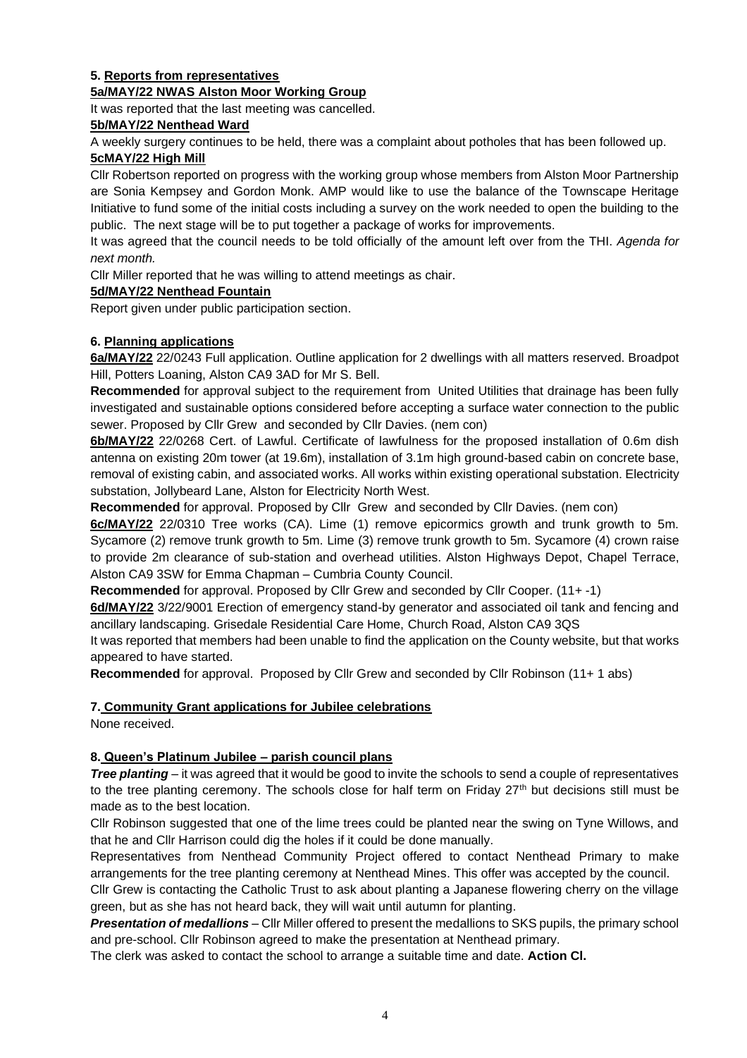**5. Reports from representatives**

**5a/MAY/22 NWAS Alston Moor Working Group**

It was reported that the last meeting was cancelled.

**5b/MAY/22 Nenthead Ward**

A weekly surgery continues to be held, there was a complaint about potholes that has been followed up.

**5cMAY/22 High Mill**

Cllr Robertson reported on progress with the working group whose members from Alston Moor Partnership are Sonia Kempsey and Gordon Monk. AMP would like to use the balance of the Townscape Heritage Initiative to fund some of the initial costs including a survey on the work needed to open the building to the public. The next stage will be to put together a package of works for improvements.

It was agreed that the council needs to be told officially of the amount left over from the THI. *Agenda for next month.*

Cllr Miller reported that he was willing to attend meetings as chair.

**5d/MAY/22 Nenthead Fountain**

Report given under public participation section.

**6. Planning applications**

**6a/MAY/22** 22/0243 Full application. Outline application for 2 dwellings with all matters reserved. Broadpot Hill, Potters Loaning, Alston CA9 3AD for Mr S. Bell.

**Recommended** for approval subject to the requirement from United Utilities that drainage has been fully investigated and sustainable options considered before accepting a surface water connection to the public sewer. Proposed by Cllr Grew and seconded by Cllr Davies. (nem con)

**6b/MAY/22** 22/0268 Cert. of Lawful. Certificate of lawfulness for the proposed installation of 0.6m dish antenna on existing 20m tower (at 19.6m), installation of 3.1m high ground-based cabin on concrete base, removal of existing cabin, and associated works. All works within existing operational substation. Electricity substation, Jollybeard Lane, Alston for Electricity North West.

**Recommended** for approval. Proposed by Cllr Grew and seconded by Cllr Davies. (nem con)

**6c/MAY/22** 22/0310 Tree works (CA). Lime (1) remove epicormics growth and trunk growth to 5m. Sycamore (2) remove trunk growth to 5m. Lime (3) remove trunk growth to 5m. Sycamore (4) crown raise to provide 2m clearance of sub-station and overhead utilities. Alston Highways Depot, Chapel Terrace, Alston CA9 3SW for Emma Chapman – Cumbria County Council.

**Recommended** for approval. Proposed by Cllr Grew and seconded by Cllr Cooper. (11+ -1)

**6d/MAY/22** 3/22/9001 Erection of emergency stand-by generator and associated oil tank and fencing and ancillary landscaping. Grisedale Residential Care Home, Church Road, Alston CA9 3QS

It was reported that members had been unable to find the application on the County website, but that works appeared to have started.

**Recommended** for approval. Proposed by Cllr Grew and seconded by Cllr Robinson (11+ 1 abs)

**7. Community Grant applications for Jubilee celebrations**

None received.

**8. Queen's Platinum Jubilee – parish council plans**

***Tree planting*** – it was agreed that it would be good to invite the schools to send a couple of representatives to the tree planting ceremony. The schools close for half term on Friday 27th but decisions still must be made as to the best location.

Cllr Robinson suggested that one of the lime trees could be planted near the swing on Tyne Willows, and that he and Cllr Harrison could dig the holes if it could be done manually.

Representatives from Nenthead Community Project offered to contact Nenthead Primary to make arrangements for the tree planting ceremony at Nenthead Mines. This offer was accepted by the council.

Cllr Grew is contacting the Catholic Trust to ask about planting a Japanese flowering cherry on the village green, but as she has not heard back, they will wait until autumn for planting.

***Presentation of medallions*** – Cllr Miller offered to present the medallions to SKS pupils, the primary school and pre-school. Cllr Robinson agreed to make the presentation at Nenthead primary.

The clerk was asked to contact the school to arrange a suitable time and date. **Action Cl.**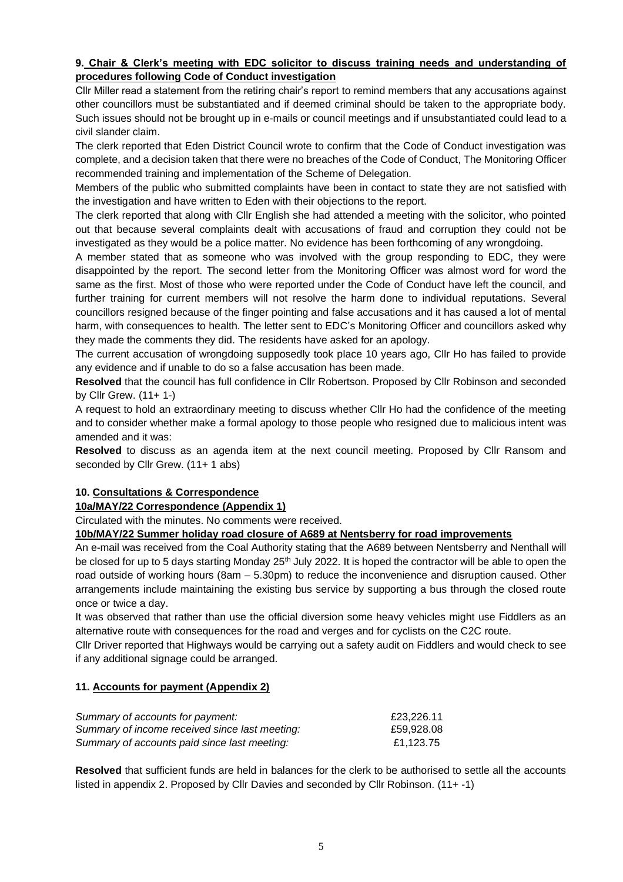**9. <u>Chair & Clerk's meeting with EDC solicitor to discuss training needs and understanding of procedures following Code of Conduct investigation</u>**

Cllr Miller read a statement from the retiring chair's report to remind members that any accusations against other councillors must be substantiated and if deemed criminal should be taken to the appropriate body. Such issues should not be brought up in e-mails or council meetings and if unsubstantiated could lead to a civil slander claim.

The clerk reported that Eden District Council wrote to confirm that the Code of Conduct investigation was complete, and a decision taken that there were no breaches of the Code of Conduct, The Monitoring Officer recommended training and implementation of the Scheme of Delegation.

Members of the public who submitted complaints have been in contact to state they are not satisfied with the investigation and have written to Eden with their objections to the report.

The clerk reported that along with Cllr English she had attended a meeting with the solicitor, who pointed out that because several complaints dealt with accusations of fraud and corruption they could not be investigated as they would be a police matter. No evidence has been forthcoming of any wrongdoing.

A member stated that as someone who was involved with the group responding to EDC, they were disappointed by the report. The second letter from the Monitoring Officer was almost word for word the same as the first. Most of those who were reported under the Code of Conduct have left the council, and further training for current members will not resolve the harm done to individual reputations. Several councillors resigned because of the finger pointing and false accusations and it has caused a lot of mental harm, with consequences to health. The letter sent to EDC's Monitoring Officer and councillors asked why they made the comments they did. The residents have asked for an apology.

The current accusation of wrongdoing supposedly took place 10 years ago, Cllr Ho has failed to provide any evidence and if unable to do so a false accusation has been made.

**Resolved** that the council has full confidence in Cllr Robertson. Proposed by Cllr Robinson and seconded by Cllr Grew. (11+ 1-)

A request to hold an extraordinary meeting to discuss whether Cllr Ho had the confidence of the meeting and to consider whether make a formal apology to those people who resigned due to malicious intent was amended and it was:

**Resolved** to discuss as an agenda item at the next council meeting. Proposed by Cllr Ransom and seconded by Cllr Grew. (11+ 1 abs)

**10. <u>Consultations & Correspondence</u>**

**<u>10a/MAY/22 Correspondence (Appendix 1)</u>**

Circulated with the minutes. No comments were received.

**<u>10b/MAY/22 Summer holiday road closure of A689 at Nentsberry for road improvements</u>**

An e-mail was received from the Coal Authority stating that the A689 between Nentsberry and Nenthall will be closed for up to 5 days starting Monday 25th July 2022. It is hoped the contractor will be able to open the road outside of working hours (8am – 5.30pm) to reduce the inconvenience and disruption caused. Other arrangements include maintaining the existing bus service by supporting a bus through the closed route once or twice a day.

It was observed that rather than use the official diversion some heavy vehicles might use Fiddlers as an alternative route with consequences for the road and verges and for cyclists on the C2C route.

Cllr Driver reported that Highways would be carrying out a safety audit on Fiddlers and would check to see if any additional signage could be arranged.

**11. <u>Accounts for payment (Appendix 2)</u>**

| | |
|---|---|
| *Summary of accounts for payment:* | £23,226.11 |
| *Summary of income received since last meeting:* | £59,928.08 |
| *Summary of accounts paid since last meeting:* | £1,123.75 |

**Resolved** that sufficient funds are held in balances for the clerk to be authorised to settle all the accounts listed in appendix 2. Proposed by Cllr Davies and seconded by Cllr Robinson. (11+ -1)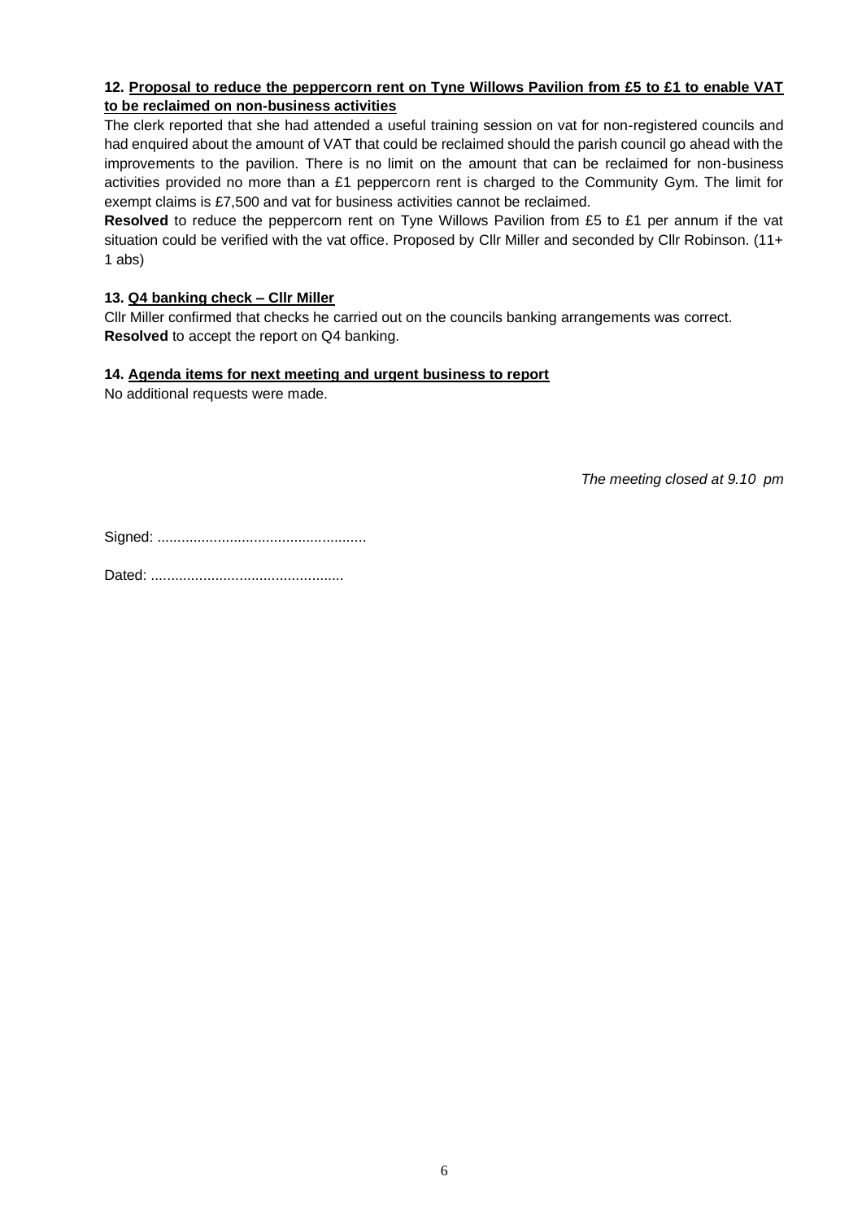**12. <u>Proposal to reduce the peppercorn rent on Tyne Willows Pavilion from £5 to £1 to enable VAT to be reclaimed on non-business activities</u>**

The clerk reported that she had attended a useful training session on vat for non-registered councils and had enquired about the amount of VAT that could be reclaimed should the parish council go ahead with the improvements to the pavilion. There is no limit on the amount that can be reclaimed for non-business activities provided no more than a £1 peppercorn rent is charged to the Community Gym. The limit for exempt claims is £7,500 and vat for business activities cannot be reclaimed.

**Resolved** to reduce the peppercorn rent on Tyne Willows Pavilion from £5 to £1 per annum if the vat situation could be verified with the vat office. Proposed by Cllr Miller and seconded by Cllr Robinson. (11+ 1 abs)

**13. <u>Q4 banking check – Cllr Miller</u>**

Cllr Miller confirmed that checks he carried out on the councils banking arrangements was correct.
**Resolved** to accept the report on Q4 banking.

**14. <u>Agenda items for next meeting and urgent business to report</u>**

No additional requests were made.

*The meeting closed at 9.10 pm*

Signed: ....................................................

Dated: ................................................